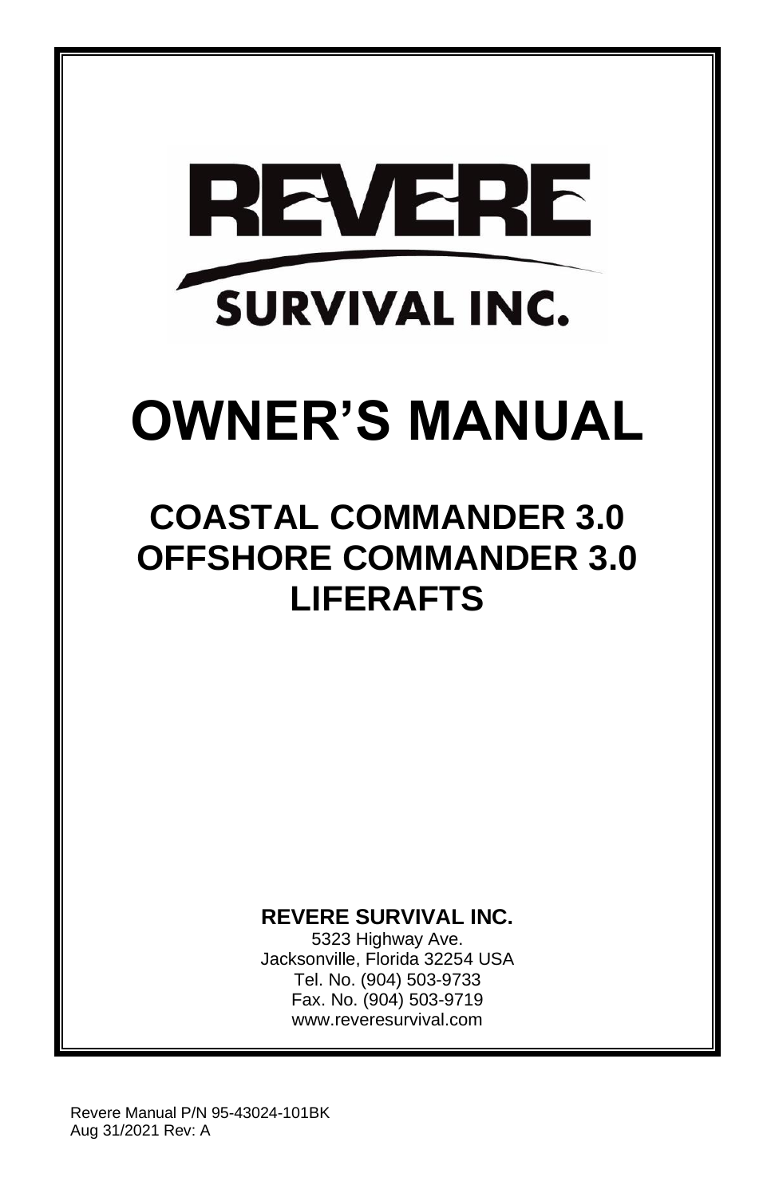# REVERE SURVIVAL INC.

# OWNER'S MANUAL

## COASTAL COMMANDER 3.0
## OFFSHORE COMMANDER 3.0
## LIFERAFTS

**REVERE SURVIVAL INC.**

5323 Highway Ave.
Jacksonville, Florida 32254 USA
Tel. No. (904) 503-9733
Fax. No. (904) 503-9719
www.reveresurvival.com

Revere Manual P/N 95-43024-101BK
Aug 31/2021 Rev: A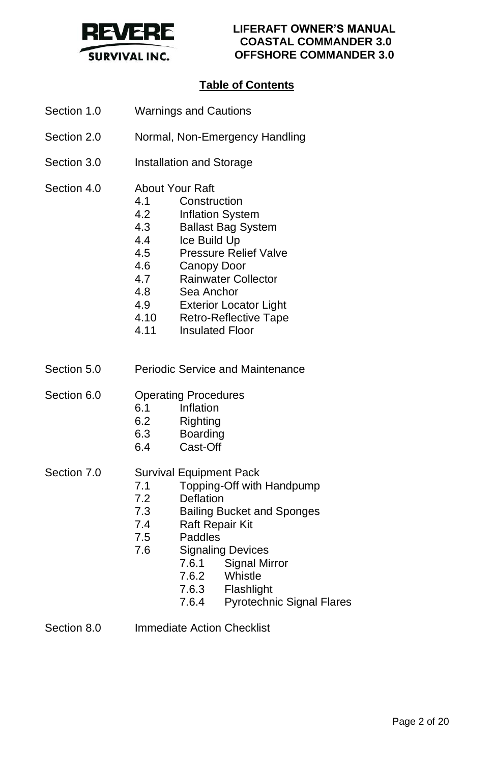## Table of Contents

Section 1.0 Warnings and Cautions

Section 2.0 Normal, Non-Emergency Handling

Section 3.0 Installation and Storage

Section 4.0 About Your Raft
- 4.1 Construction
- 4.2 Inflation System
- 4.3 Ballast Bag System
- 4.4 Ice Build Up
- 4.5 Pressure Relief Valve
- 4.6 Canopy Door
- 4.7 Rainwater Collector
- 4.8 Sea Anchor
- 4.9 Exterior Locator Light
- 4.10 Retro-Reflective Tape
- 4.11 Insulated Floor

Section 5.0 Periodic Service and Maintenance

Section 6.0 Operating Procedures
- 6.1 Inflation
- 6.2 Righting
- 6.3 Boarding
- 6.4 Cast-Off

Section 7.0 Survival Equipment Pack
- 7.1 Topping-Off with Handpump
- 7.2 Deflation
- 7.3 Bailing Bucket and Sponges
- 7.4 Raft Repair Kit
- 7.5 Paddles
- 7.6 Signaling Devices
  - 7.6.1 Signal Mirror
  - 7.6.2 Whistle
  - 7.6.3 Flashlight
  - 7.6.4 Pyrotechnic Signal Flares

Section 8.0 Immediate Action Checklist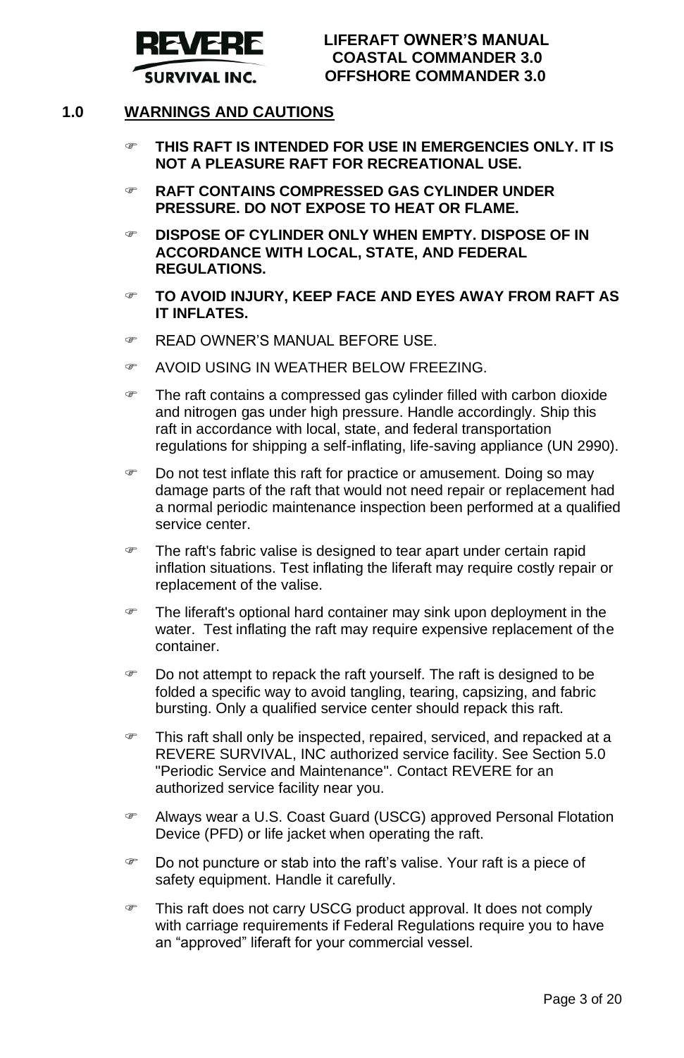## 1.0 WARNINGS AND CAUTIONS

- **THIS RAFT IS INTENDED FOR USE IN EMERGENCIES ONLY. IT IS NOT A PLEASURE RAFT FOR RECREATIONAL USE.**
- **RAFT CONTAINS COMPRESSED GAS CYLINDER UNDER PRESSURE. DO NOT EXPOSE TO HEAT OR FLAME.**
- **DISPOSE OF CYLINDER ONLY WHEN EMPTY. DISPOSE OF IN ACCORDANCE WITH LOCAL, STATE, AND FEDERAL REGULATIONS.**
- **TO AVOID INJURY, KEEP FACE AND EYES AWAY FROM RAFT AS IT INFLATES.**
- READ OWNER'S MANUAL BEFORE USE.
- AVOID USING IN WEATHER BELOW FREEZING.
- The raft contains a compressed gas cylinder filled with carbon dioxide and nitrogen gas under high pressure. Handle accordingly. Ship this raft in accordance with local, state, and federal transportation regulations for shipping a self-inflating, life-saving appliance (UN 2990).
- Do not test inflate this raft for practice or amusement. Doing so may damage parts of the raft that would not need repair or replacement had a normal periodic maintenance inspection been performed at a qualified service center.
- The raft's fabric valise is designed to tear apart under certain rapid inflation situations. Test inflating the liferaft may require costly repair or replacement of the valise.
- The liferaft's optional hard container may sink upon deployment in the water. Test inflating the raft may require expensive replacement of the container.
- Do not attempt to repack the raft yourself. The raft is designed to be folded a specific way to avoid tangling, tearing, capsizing, and fabric bursting. Only a qualified service center should repack this raft.
- This raft shall only be inspected, repaired, serviced, and repacked at a REVERE SURVIVAL, INC authorized service facility. See Section 5.0 "Periodic Service and Maintenance". Contact REVERE for an authorized service facility near you.
- Always wear a U.S. Coast Guard (USCG) approved Personal Flotation Device (PFD) or life jacket when operating the raft.
- Do not puncture or stab into the raft's valise. Your raft is a piece of safety equipment. Handle it carefully.
- This raft does not carry USCG product approval. It does not comply with carriage requirements if Federal Regulations require you to have an "approved" liferaft for your commercial vessel.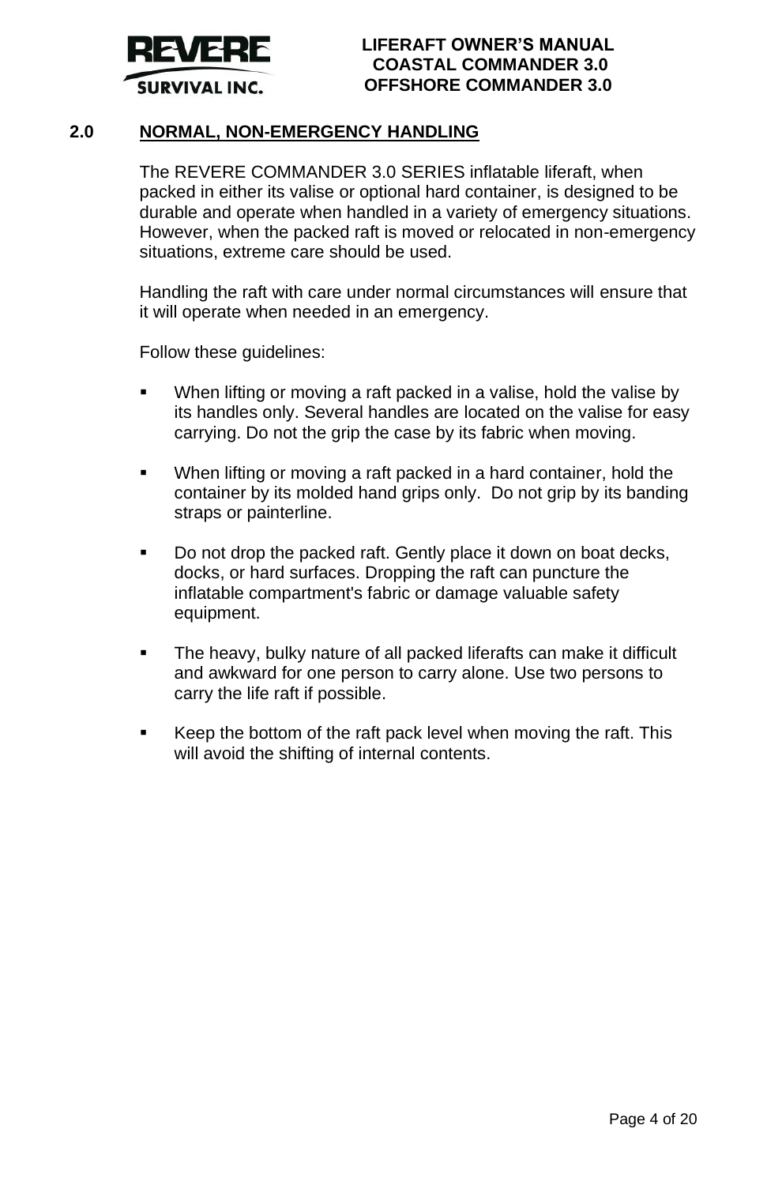## 2.0 NORMAL, NON-EMERGENCY HANDLING

The REVERE COMMANDER 3.0 SERIES inflatable liferaft, when packed in either its valise or optional hard container, is designed to be durable and operate when handled in a variety of emergency situations. However, when the packed raft is moved or relocated in non-emergency situations, extreme care should be used.

Handling the raft with care under normal circumstances will ensure that it will operate when needed in an emergency.

Follow these guidelines:

- When lifting or moving a raft packed in a valise, hold the valise by its handles only. Several handles are located on the valise for easy carrying. Do not the grip the case by its fabric when moving.
- When lifting or moving a raft packed in a hard container, hold the container by its molded hand grips only. Do not grip by its banding straps or painterline.
- Do not drop the packed raft. Gently place it down on boat decks, docks, or hard surfaces. Dropping the raft can puncture the inflatable compartment's fabric or damage valuable safety equipment.
- The heavy, bulky nature of all packed liferafts can make it difficult and awkward for one person to carry alone. Use two persons to carry the life raft if possible.
- Keep the bottom of the raft pack level when moving the raft. This will avoid the shifting of internal contents.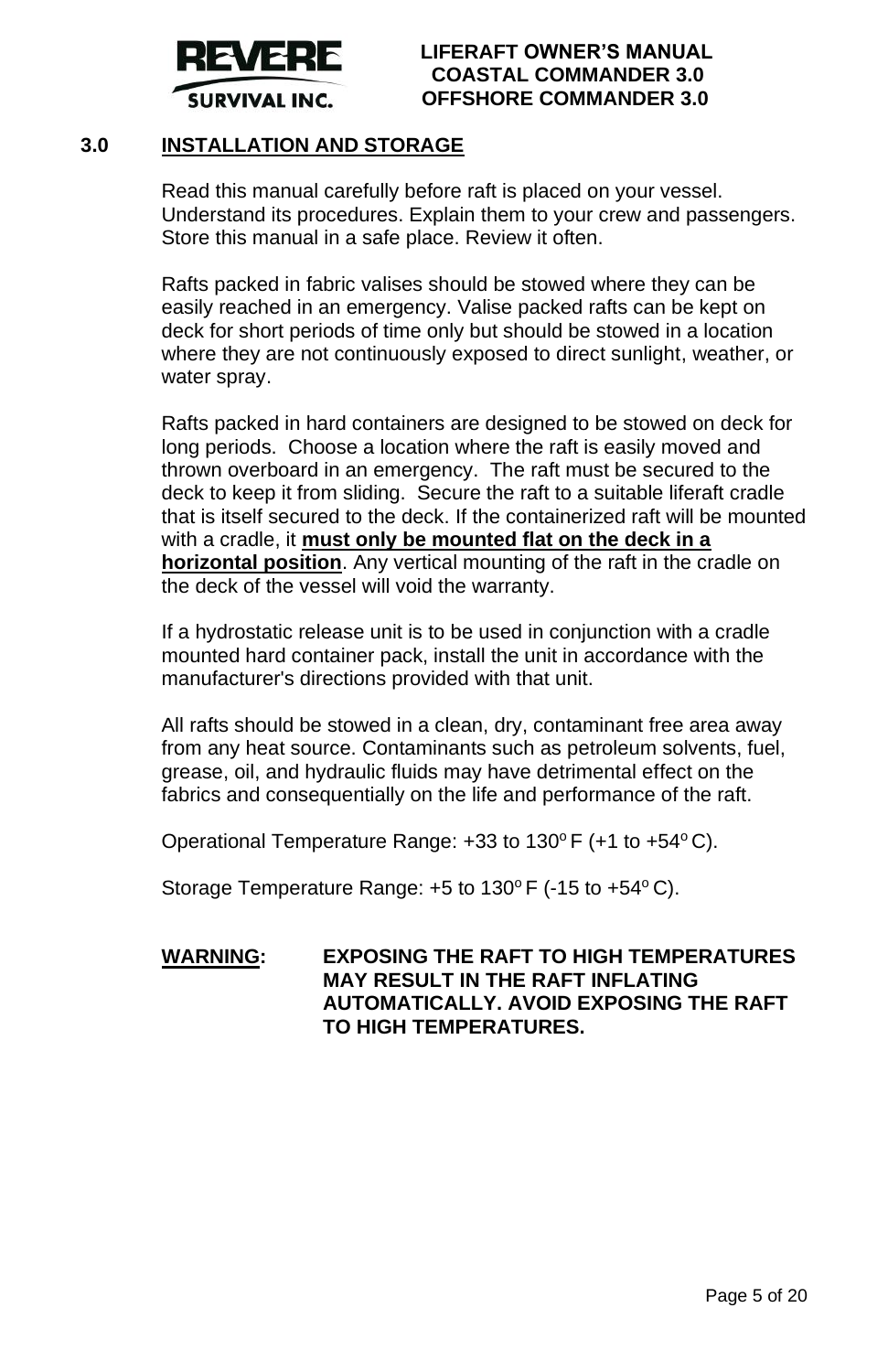## 3.0 INSTALLATION AND STORAGE

Read this manual carefully before raft is placed on your vessel. Understand its procedures. Explain them to your crew and passengers. Store this manual in a safe place. Review it often.

Rafts packed in fabric valises should be stowed where they can be easily reached in an emergency. Valise packed rafts can be kept on deck for short periods of time only but should be stowed in a location where they are not continuously exposed to direct sunlight, weather, or water spray.

Rafts packed in hard containers are designed to be stowed on deck for long periods. Choose a location where the raft is easily moved and thrown overboard in an emergency. The raft must be secured to the deck to keep it from sliding. Secure the raft to a suitable liferaft cradle that is itself secured to the deck. If the containerized raft will be mounted with a cradle, it **must only be mounted flat on the deck in a horizontal position**. Any vertical mounting of the raft in the cradle on the deck of the vessel will void the warranty.

If a hydrostatic release unit is to be used in conjunction with a cradle mounted hard container pack, install the unit in accordance with the manufacturer's directions provided with that unit.

All rafts should be stowed in a clean, dry, contaminant free area away from any heat source. Contaminants such as petroleum solvents, fuel, grease, oil, and hydraulic fluids may have detrimental effect on the fabrics and consequentially on the life and performance of the raft.

Operational Temperature Range: +33 to 130°F (+1 to +54°C).

Storage Temperature Range: +5 to 130°F (-15 to +54°C).

**WARNING: EXPOSING THE RAFT TO HIGH TEMPERATURES MAY RESULT IN THE RAFT INFLATING AUTOMATICALLY. AVOID EXPOSING THE RAFT TO HIGH TEMPERATURES.**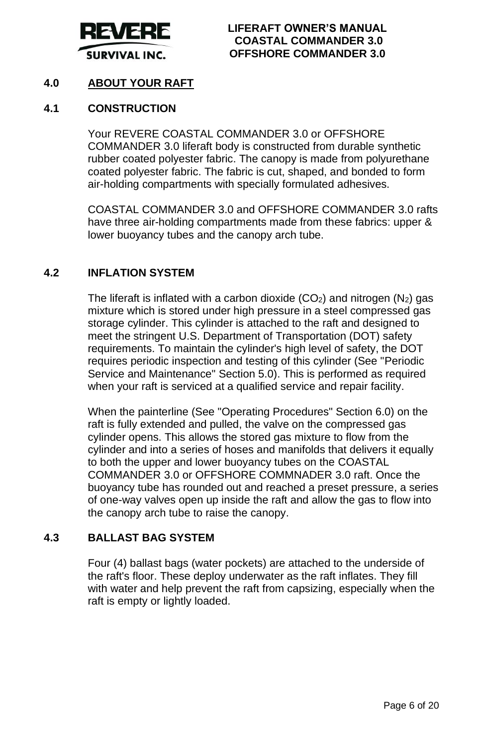## 4.0 ABOUT YOUR RAFT

### 4.1 CONSTRUCTION

Your REVERE COASTAL COMMANDER 3.0 or OFFSHORE COMMANDER 3.0 liferaft body is constructed from durable synthetic rubber coated polyester fabric. The canopy is made from polyurethane coated polyester fabric. The fabric is cut, shaped, and bonded to form air-holding compartments with specially formulated adhesives.

COASTAL COMMANDER 3.0 and OFFSHORE COMMANDER 3.0 rafts have three air-holding compartments made from these fabrics: upper & lower buoyancy tubes and the canopy arch tube.

### 4.2 INFLATION SYSTEM

The liferaft is inflated with a carbon dioxide ($CO_2$) and nitrogen ($N_2$) gas mixture which is stored under high pressure in a steel compressed gas storage cylinder. This cylinder is attached to the raft and designed to meet the stringent U.S. Department of Transportation (DOT) safety requirements. To maintain the cylinder's high level of safety, the DOT requires periodic inspection and testing of this cylinder (See "Periodic Service and Maintenance" Section 5.0). This is performed as required when your raft is serviced at a qualified service and repair facility.

When the painterline (See "Operating Procedures" Section 6.0) on the raft is fully extended and pulled, the valve on the compressed gas cylinder opens. This allows the stored gas mixture to flow from the cylinder and into a series of hoses and manifolds that delivers it equally to both the upper and lower buoyancy tubes on the COASTAL COMMANDER 3.0 or OFFSHORE COMMNADER 3.0 raft. Once the buoyancy tube has rounded out and reached a preset pressure, a series of one-way valves open up inside the raft and allow the gas to flow into the canopy arch tube to raise the canopy.

### 4.3 BALLAST BAG SYSTEM

Four (4) ballast bags (water pockets) are attached to the underside of the raft's floor. These deploy underwater as the raft inflates. They fill with water and help prevent the raft from capsizing, especially when the raft is empty or lightly loaded.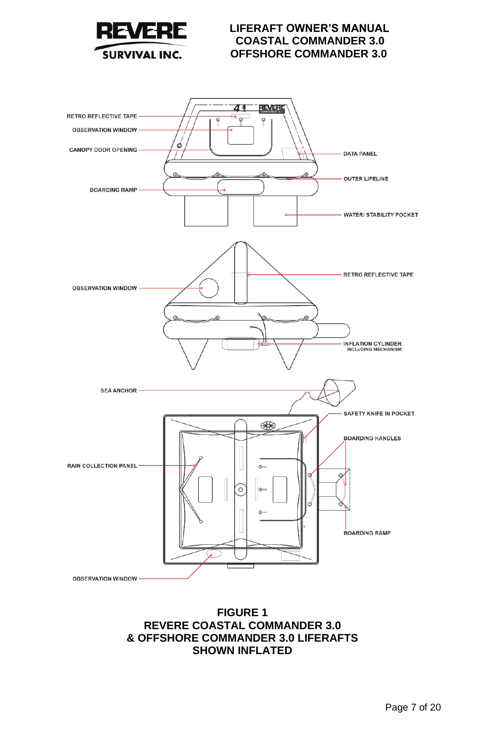RETRO REFLECTIVE TAPE

OBSERVATION WINDOW

CANOPY DOOR OPENING

BOARDING RAMP

DATA PANEL

OUTER LIFELINE

WATER/ STABILITY POCKET

RETRO REFLECTIVE TAPE

OBSERVATION WINDOW

INFLATION CYLINDER INCLUDING MECHANISM

SEA ANCHOR

SAFETY KNIFE IN POCKET

BOARDING HANDLES

RAIN COLLECTION PANEL

BOARDING RAMP

OBSERVATION WINDOW

**FIGURE 1**
**REVERE COASTAL COMMANDER 3.0**
**& OFFSHORE COMMANDER 3.0 LIFERAFTS**
**SHOWN INFLATED**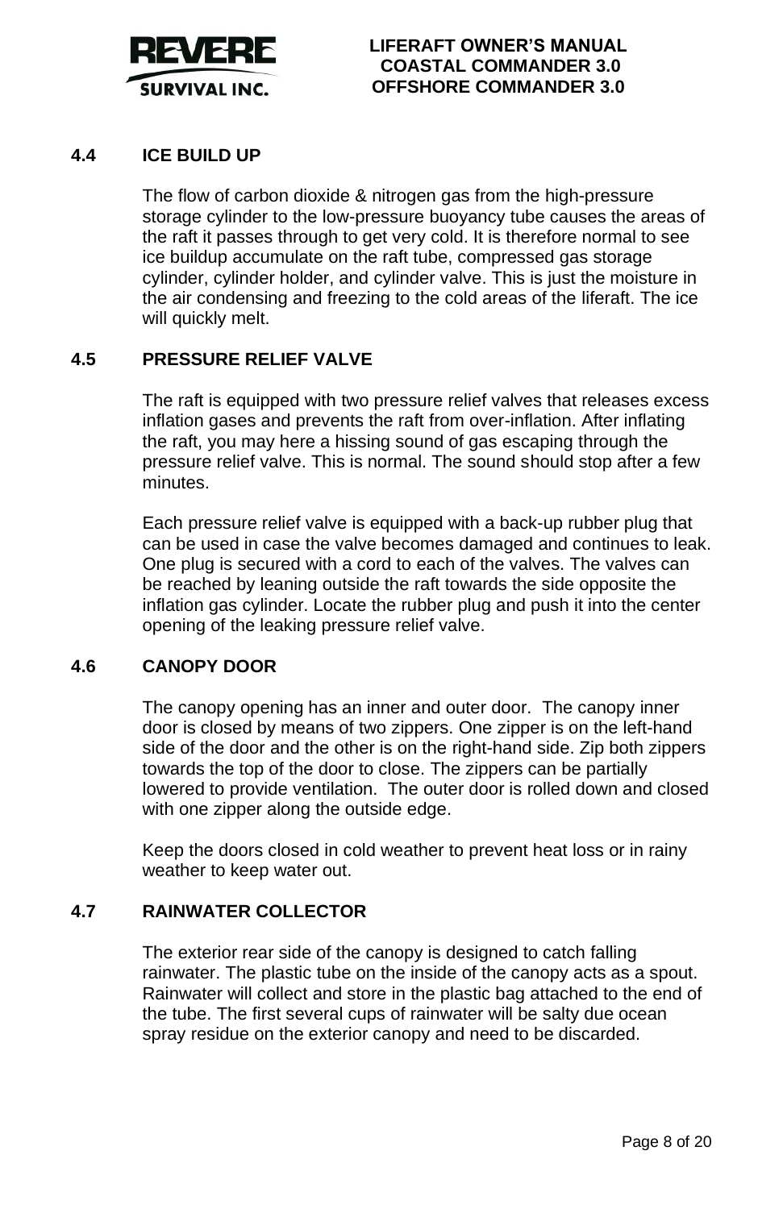## 4.4 ICE BUILD UP

The flow of carbon dioxide & nitrogen gas from the high-pressure storage cylinder to the low-pressure buoyancy tube causes the areas of the raft it passes through to get very cold. It is therefore normal to see ice buildup accumulate on the raft tube, compressed gas storage cylinder, cylinder holder, and cylinder valve. This is just the moisture in the air condensing and freezing to the cold areas of the liferaft. The ice will quickly melt.

## 4.5 PRESSURE RELIEF VALVE

The raft is equipped with two pressure relief valves that releases excess inflation gases and prevents the raft from over-inflation. After inflating the raft, you may here a hissing sound of gas escaping through the pressure relief valve. This is normal. The sound should stop after a few minutes.

Each pressure relief valve is equipped with a back-up rubber plug that can be used in case the valve becomes damaged and continues to leak. One plug is secured with a cord to each of the valves. The valves can be reached by leaning outside the raft towards the side opposite the inflation gas cylinder. Locate the rubber plug and push it into the center opening of the leaking pressure relief valve.

## 4.6 CANOPY DOOR

The canopy opening has an inner and outer door. The canopy inner door is closed by means of two zippers. One zipper is on the left-hand side of the door and the other is on the right-hand side. Zip both zippers towards the top of the door to close. The zippers can be partially lowered to provide ventilation. The outer door is rolled down and closed with one zipper along the outside edge.

Keep the doors closed in cold weather to prevent heat loss or in rainy weather to keep water out.

## 4.7 RAINWATER COLLECTOR

The exterior rear side of the canopy is designed to catch falling rainwater. The plastic tube on the inside of the canopy acts as a spout. Rainwater will collect and store in the plastic bag attached to the end of the tube. The first several cups of rainwater will be salty due ocean spray residue on the exterior canopy and need to be discarded.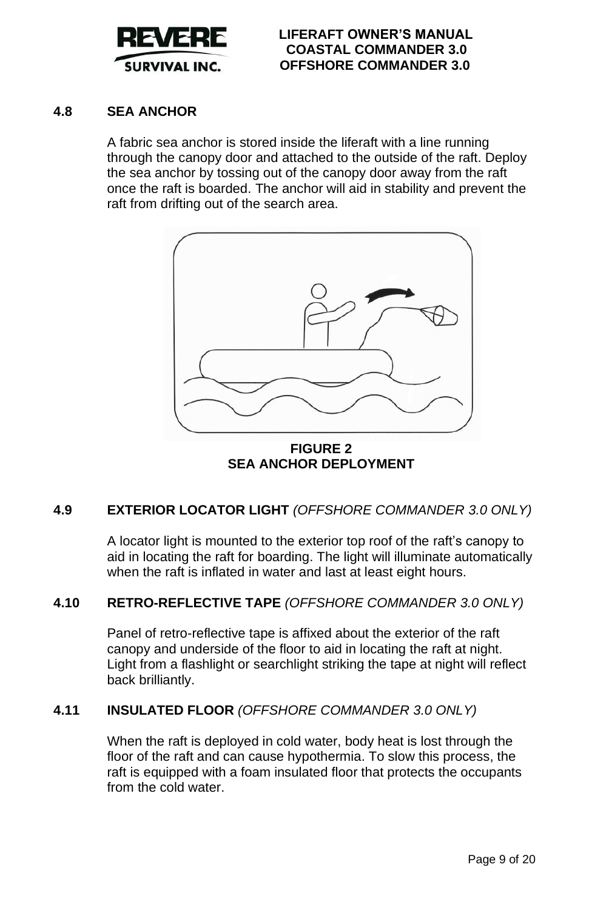## 4.8 SEA ANCHOR

A fabric sea anchor is stored inside the liferaft with a line running through the canopy door and attached to the outside of the raft. Deploy the sea anchor by tossing out of the canopy door away from the raft once the raft is boarded. The anchor will aid in stability and prevent the raft from drifting out of the search area.

**FIGURE 2**
**SEA ANCHOR DEPLOYMENT**

## 4.9 EXTERIOR LOCATOR LIGHT *(OFFSHORE COMMANDER 3.0 ONLY)*

A locator light is mounted to the exterior top roof of the raft's canopy to aid in locating the raft for boarding. The light will illuminate automatically when the raft is inflated in water and last at least eight hours.

## 4.10 RETRO-REFLECTIVE TAPE *(OFFSHORE COMMANDER 3.0 ONLY)*

Panel of retro-reflective tape is affixed about the exterior of the raft canopy and underside of the floor to aid in locating the raft at night. Light from a flashlight or searchlight striking the tape at night will reflect back brilliantly.

## 4.11 INSULATED FLOOR *(OFFSHORE COMMANDER 3.0 ONLY)*

When the raft is deployed in cold water, body heat is lost through the floor of the raft and can cause hypothermia. To slow this process, the raft is equipped with a foam insulated floor that protects the occupants from the cold water.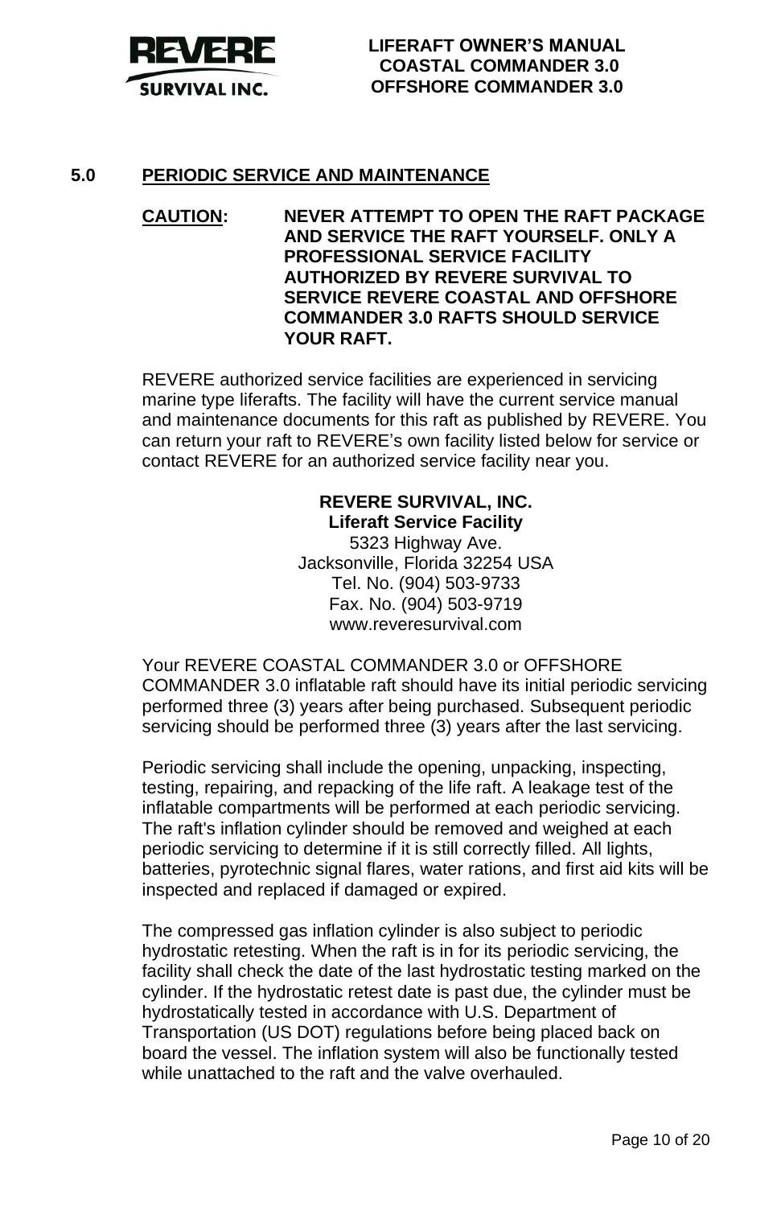## 5.0 PERIODIC SERVICE AND MAINTENANCE

**CAUTION: NEVER ATTEMPT TO OPEN THE RAFT PACKAGE AND SERVICE THE RAFT YOURSELF. ONLY A PROFESSIONAL SERVICE FACILITY AUTHORIZED BY REVERE SURVIVAL TO SERVICE REVERE COASTAL AND OFFSHORE COMMANDER 3.0 RAFTS SHOULD SERVICE YOUR RAFT.**

REVERE authorized service facilities are experienced in servicing marine type liferafts. The facility will have the current service manual and maintenance documents for this raft as published by REVERE. You can return your raft to REVERE's own facility listed below for service or contact REVERE for an authorized service facility near you.

**REVERE SURVIVAL, INC.**
**Liferaft Service Facility**
5323 Highway Ave.
Jacksonville, Florida 32254 USA
Tel. No. (904) 503-9733
Fax. No. (904) 503-9719
www.reveresurvival.com

Your REVERE COASTAL COMMANDER 3.0 or OFFSHORE COMMANDER 3.0 inflatable raft should have its initial periodic servicing performed three (3) years after being purchased. Subsequent periodic servicing should be performed three (3) years after the last servicing.

Periodic servicing shall include the opening, unpacking, inspecting, testing, repairing, and repacking of the life raft. A leakage test of the inflatable compartments will be performed at each periodic servicing. The raft's inflation cylinder should be removed and weighed at each periodic servicing to determine if it is still correctly filled. All lights, batteries, pyrotechnic signal flares, water rations, and first aid kits will be inspected and replaced if damaged or expired.

The compressed gas inflation cylinder is also subject to periodic hydrostatic retesting. When the raft is in for its periodic servicing, the facility shall check the date of the last hydrostatic testing marked on the cylinder. If the hydrostatic retest date is past due, the cylinder must be hydrostatically tested in accordance with U.S. Department of Transportation (US DOT) regulations before being placed back on board the vessel. The inflation system will also be functionally tested while unattached to the raft and the valve overhauled.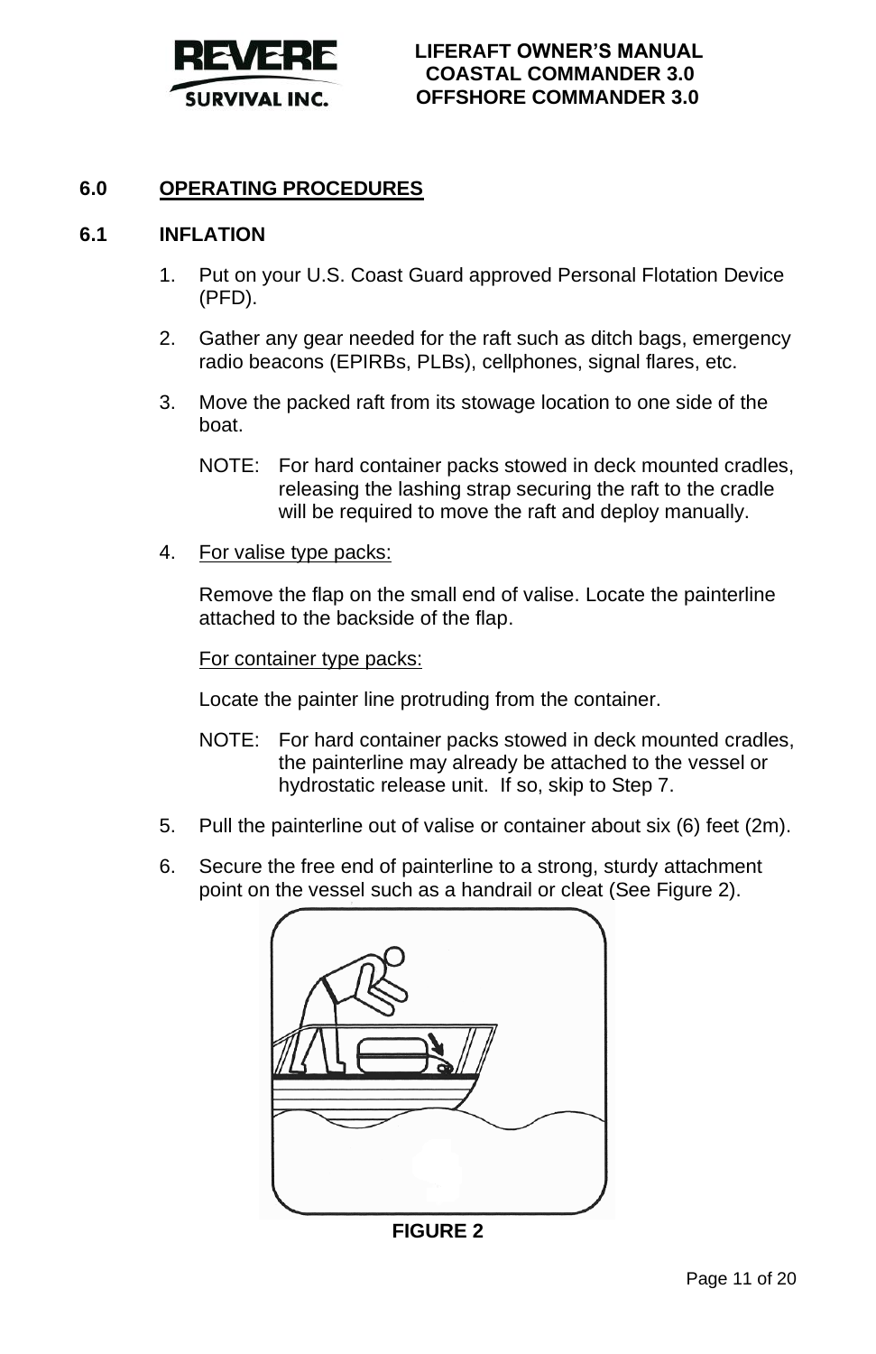## 6.0 OPERATING PROCEDURES

### 6.1 INFLATION

1. Put on your U.S. Coast Guard approved Personal Flotation Device (PFD).

2. Gather any gear needed for the raft such as ditch bags, emergency radio beacons (EPIRBs, PLBs), cellphones, signal flares, etc.

3. Move the packed raft from its stowage location to one side of the boat.

   NOTE: For hard container packs stowed in deck mounted cradles, releasing the lashing strap securing the raft to the cradle will be required to move the raft and deploy manually.

4. For valise type packs:

   Remove the flap on the small end of valise. Locate the painterline attached to the backside of the flap.

   For container type packs:

   Locate the painter line protruding from the container.

   NOTE: For hard container packs stowed in deck mounted cradles, the painterline may already be attached to the vessel or hydrostatic release unit. If so, skip to Step 7.

5. Pull the painterline out of valise or container about six (6) feet (2m).

6. Secure the free end of painterline to a strong, sturdy attachment point on the vessel such as a handrail or cleat (See Figure 2).

**FIGURE 2**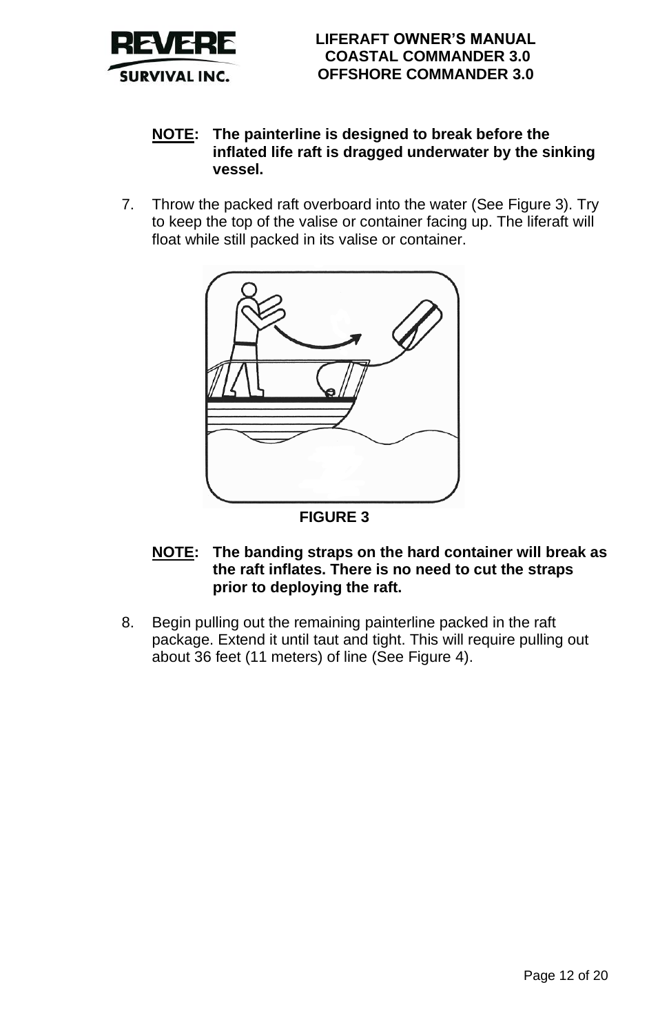**NOTE: The painterline is designed to break before the inflated life raft is dragged underwater by the sinking vessel.**

7. Throw the packed raft overboard into the water (See Figure 3). Try to keep the top of the valise or container facing up. The liferaft will float while still packed in its valise or container.

**FIGURE 3**

**NOTE: The banding straps on the hard container will break as the raft inflates. There is no need to cut the straps prior to deploying the raft.**

8. Begin pulling out the remaining painterline packed in the raft package. Extend it until taut and tight. This will require pulling out about 36 feet (11 meters) of line (See Figure 4).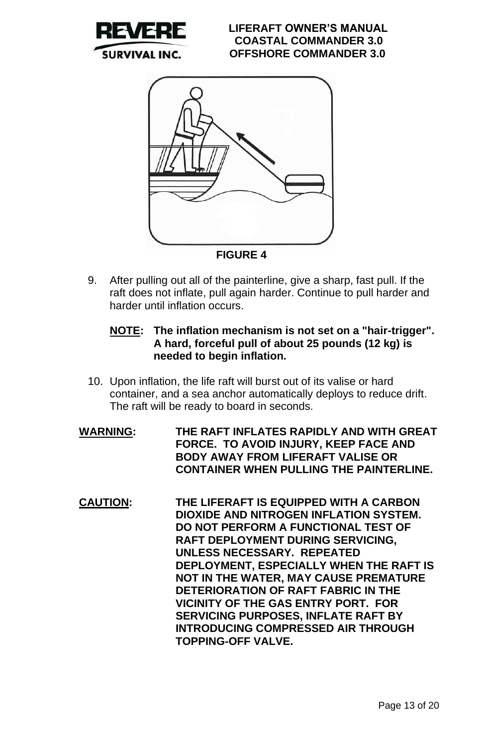FIGURE 4

9. After pulling out all of the painterline, give a sharp, fast pull. If the raft does not inflate, pull again harder. Continue to pull harder and harder until inflation occurs.

   **NOTE: The inflation mechanism is not set on a "hair-trigger". A hard, forceful pull of about 25 pounds (12 kg) is needed to begin inflation.**

10. Upon inflation, the life raft will burst out of its valise or hard container, and a sea anchor automatically deploys to reduce drift. The raft will be ready to board in seconds.

**WARNING: THE RAFT INFLATES RAPIDLY AND WITH GREAT FORCE. TO AVOID INJURY, KEEP FACE AND BODY AWAY FROM LIFERAFT VALISE OR CONTAINER WHEN PULLING THE PAINTERLINE.**

**CAUTION: THE LIFERAFT IS EQUIPPED WITH A CARBON DIOXIDE AND NITROGEN INFLATION SYSTEM. DO NOT PERFORM A FUNCTIONAL TEST OF RAFT DEPLOYMENT DURING SERVICING, UNLESS NECESSARY. REPEATED DEPLOYMENT, ESPECIALLY WHEN THE RAFT IS NOT IN THE WATER, MAY CAUSE PREMATURE DETERIORATION OF RAFT FABRIC IN THE VICINITY OF THE GAS ENTRY PORT. FOR SERVICING PURPOSES, INFLATE RAFT BY INTRODUCING COMPRESSED AIR THROUGH TOPPING-OFF VALVE.**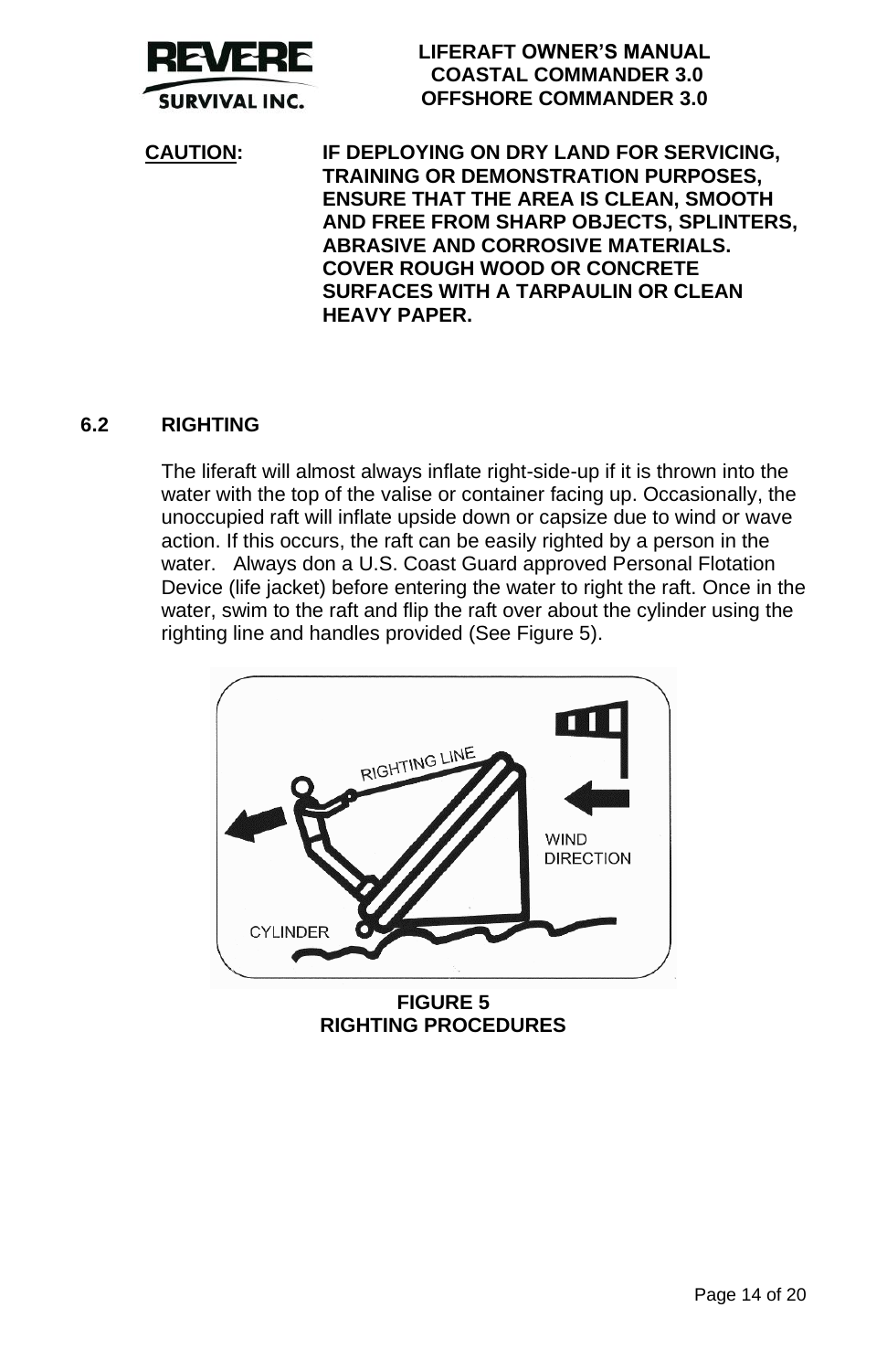**CAUTION**: **IF DEPLOYING ON DRY LAND FOR SERVICING, TRAINING OR DEMONSTRATION PURPOSES, ENSURE THAT THE AREA IS CLEAN, SMOOTH AND FREE FROM SHARP OBJECTS, SPLINTERS, ABRASIVE AND CORROSIVE MATERIALS. COVER ROUGH WOOD OR CONCRETE SURFACES WITH A TARPAULIN OR CLEAN HEAVY PAPER.**

## 6.2 RIGHTING

The liferaft will almost always inflate right-side-up if it is thrown into the water with the top of the valise or container facing up. Occasionally, the unoccupied raft will inflate upside down or capsize due to wind or wave action. If this occurs, the raft can be easily righted by a person in the water. Always don a U.S. Coast Guard approved Personal Flotation Device (life jacket) before entering the water to right the raft. Once in the water, swim to the raft and flip the raft over about the cylinder using the righting line and handles provided (See Figure 5).

**FIGURE 5**
**RIGHTING PROCEDURES**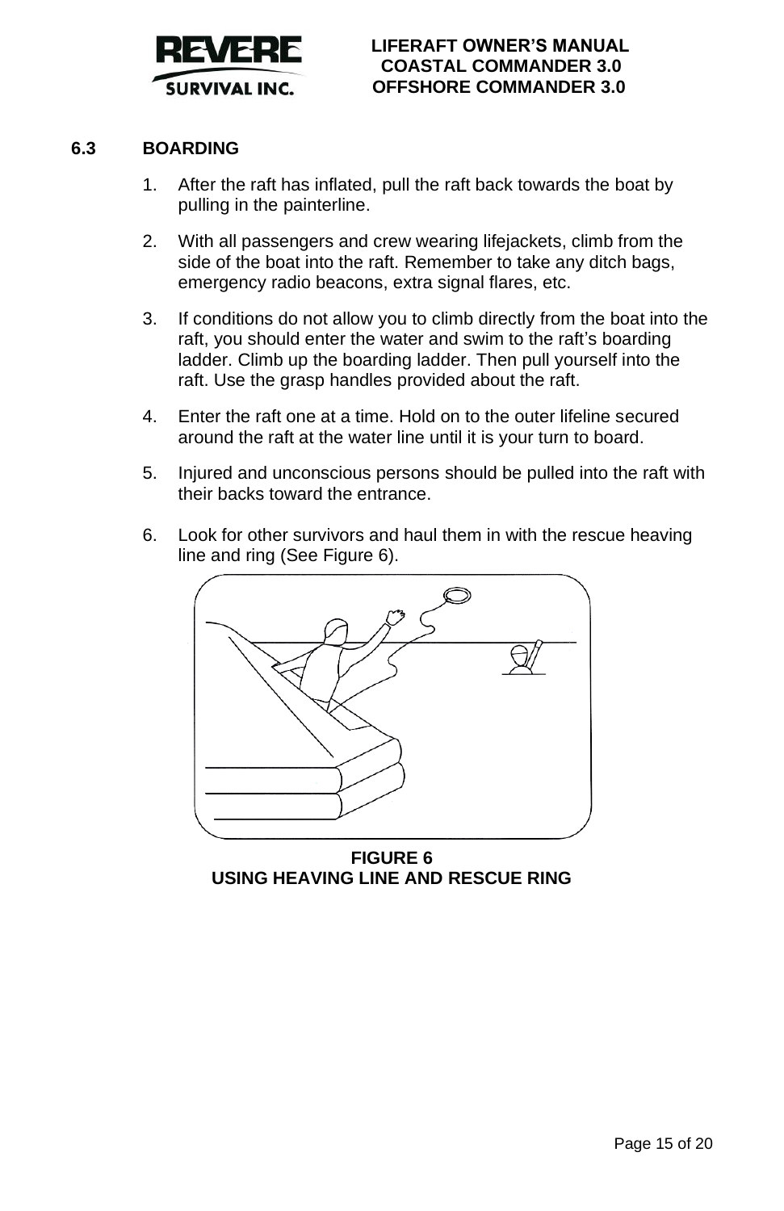## 6.3 BOARDING

1. After the raft has inflated, pull the raft back towards the boat by pulling in the painterline.
2. With all passengers and crew wearing lifejackets, climb from the side of the boat into the raft. Remember to take any ditch bags, emergency radio beacons, extra signal flares, etc.
3. If conditions do not allow you to climb directly from the boat into the raft, you should enter the water and swim to the raft's boarding ladder. Climb up the boarding ladder. Then pull yourself into the raft. Use the grasp handles provided about the raft.
4. Enter the raft one at a time. Hold on to the outer lifeline secured around the raft at the water line until it is your turn to board.
5. Injured and unconscious persons should be pulled into the raft with their backs toward the entrance.
6. Look for other survivors and haul them in with the rescue heaving line and ring (See Figure 6).

**FIGURE 6**
**USING HEAVING LINE AND RESCUE RING**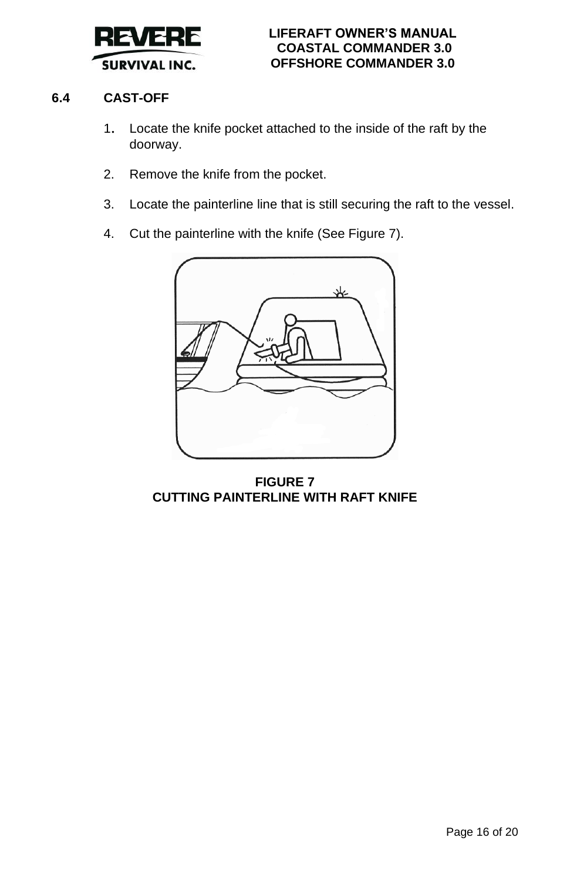## 6.4 CAST-OFF

1. Locate the knife pocket attached to the inside of the raft by the doorway.

2. Remove the knife from the pocket.

3. Locate the painterline line that is still securing the raft to the vessel.

4. Cut the painterline with the knife (See Figure 7).

**FIGURE 7**
**CUTTING PAINTERLINE WITH RAFT KNIFE**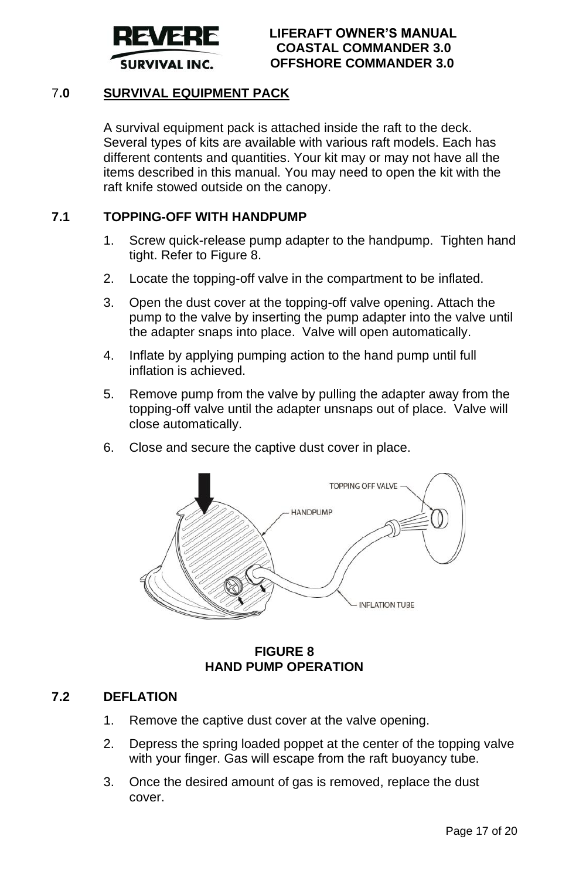## 7.0 SURVIVAL EQUIPMENT PACK

A survival equipment pack is attached inside the raft to the deck. Several types of kits are available with various raft models. Each has different contents and quantities. Your kit may or may not have all the items described in this manual. You may need to open the kit with the raft knife stowed outside on the canopy.

### 7.1 TOPPING-OFF WITH HANDPUMP

1. Screw quick-release pump adapter to the handpump. Tighten hand tight. Refer to Figure 8.
2. Locate the topping-off valve in the compartment to be inflated.
3. Open the dust cover at the topping-off valve opening. Attach the pump to the valve by inserting the pump adapter into the valve until the adapter snaps into place. Valve will open automatically.
4. Inflate by applying pumping action to the hand pump until full inflation is achieved.
5. Remove pump from the valve by pulling the adapter away from the topping-off valve until the adapter unsnaps out of place. Valve will close automatically.
6. Close and secure the captive dust cover in place.

TOPPING OFF VALVE

HANDPUMP

INFLATION TUBE

**FIGURE 8**
**HAND PUMP OPERATION**

### 7.2 DEFLATION

1. Remove the captive dust cover at the valve opening.
2. Depress the spring loaded poppet at the center of the topping valve with your finger. Gas will escape from the raft buoyancy tube.
3. Once the desired amount of gas is removed, replace the dust cover.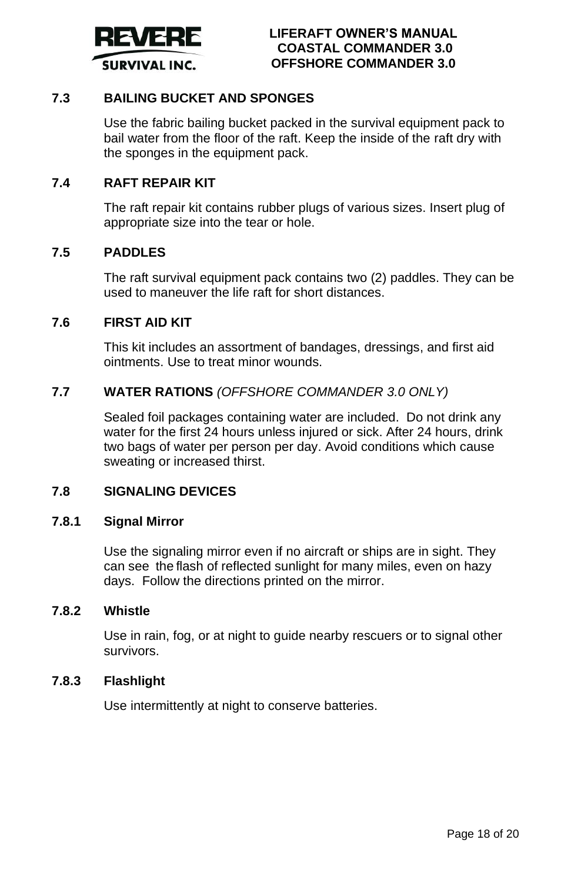## 7.3 BAILING BUCKET AND SPONGES

Use the fabric bailing bucket packed in the survival equipment pack to bail water from the floor of the raft. Keep the inside of the raft dry with the sponges in the equipment pack.

## 7.4 RAFT REPAIR KIT

The raft repair kit contains rubber plugs of various sizes. Insert plug of appropriate size into the tear or hole.

## 7.5 PADDLES

The raft survival equipment pack contains two (2) paddles. They can be used to maneuver the life raft for short distances.

## 7.6 FIRST AID KIT

This kit includes an assortment of bandages, dressings, and first aid ointments. Use to treat minor wounds.

## 7.7 WATER RATIONS *(OFFSHORE COMMANDER 3.0 ONLY)*

Sealed foil packages containing water are included. Do not drink any water for the first 24 hours unless injured or sick. After 24 hours, drink two bags of water per person per day. Avoid conditions which cause sweating or increased thirst.

## 7.8 SIGNALING DEVICES

### 7.8.1 Signal Mirror

Use the signaling mirror even if no aircraft or ships are in sight. They can see the flash of reflected sunlight for many miles, even on hazy days. Follow the directions printed on the mirror.

### 7.8.2 Whistle

Use in rain, fog, or at night to guide nearby rescuers or to signal other survivors.

### 7.8.3 Flashlight

Use intermittently at night to conserve batteries.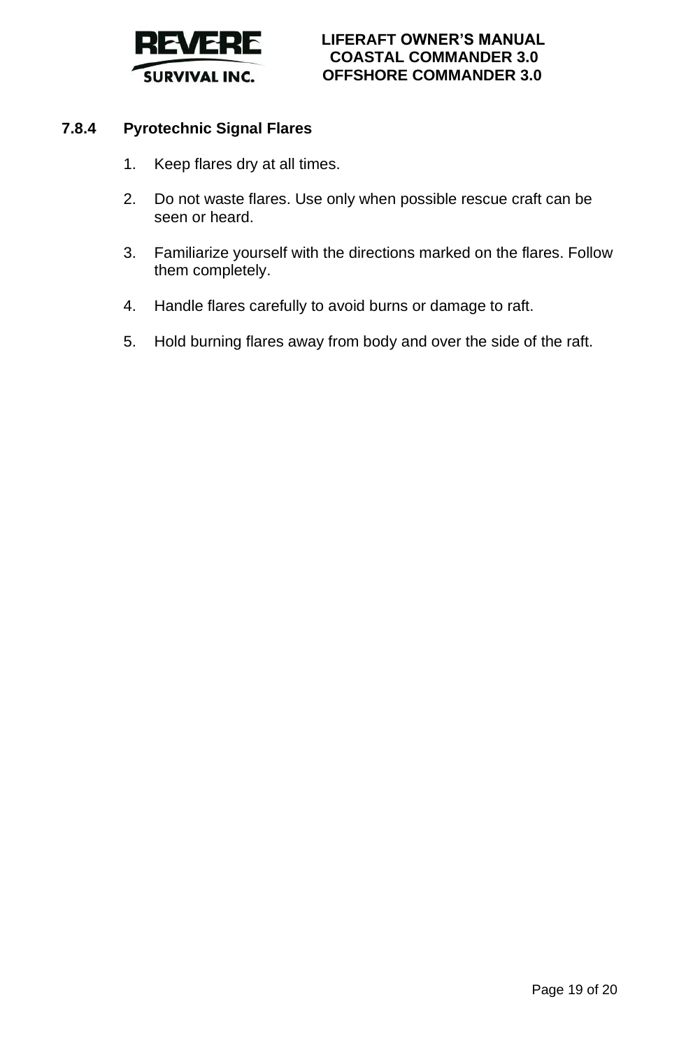#### 7.8.4 Pyrotechnic Signal Flares

1. Keep flares dry at all times.

2. Do not waste flares. Use only when possible rescue craft can be seen or heard.

3. Familiarize yourself with the directions marked on the flares. Follow them completely.

4. Handle flares carefully to avoid burns or damage to raft.

5. Hold burning flares away from body and over the side of the raft.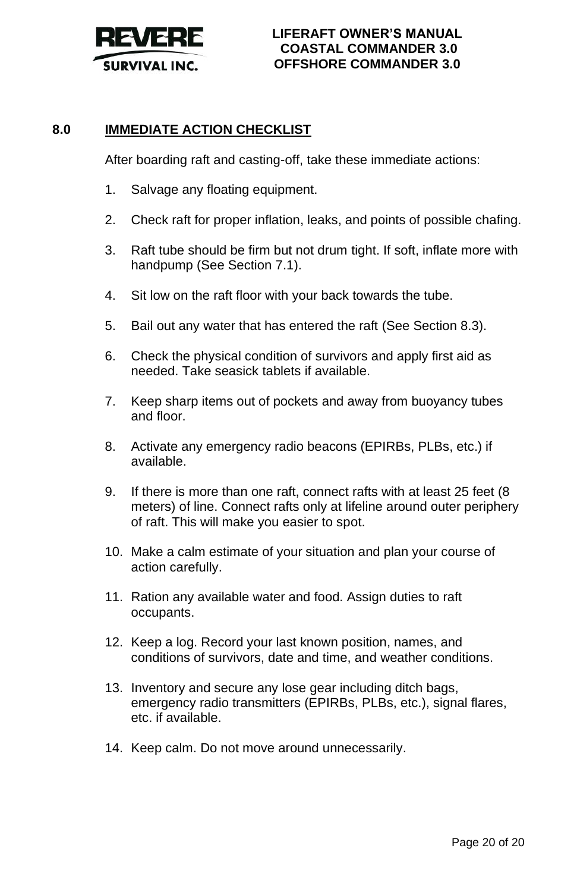## 8.0 IMMEDIATE ACTION CHECKLIST

After boarding raft and casting-off, take these immediate actions:

1. Salvage any floating equipment.
2. Check raft for proper inflation, leaks, and points of possible chafing.
3. Raft tube should be firm but not drum tight. If soft, inflate more with handpump (See Section 7.1).
4. Sit low on the raft floor with your back towards the tube.
5. Bail out any water that has entered the raft (See Section 8.3).
6. Check the physical condition of survivors and apply first aid as needed. Take seasick tablets if available.
7. Keep sharp items out of pockets and away from buoyancy tubes and floor.
8. Activate any emergency radio beacons (EPIRBs, PLBs, etc.) if available.
9. If there is more than one raft, connect rafts with at least 25 feet (8 meters) of line. Connect rafts only at lifeline around outer periphery of raft. This will make you easier to spot.
10. Make a calm estimate of your situation and plan your course of action carefully.
11. Ration any available water and food. Assign duties to raft occupants.
12. Keep a log. Record your last known position, names, and conditions of survivors, date and time, and weather conditions.
13. Inventory and secure any lose gear including ditch bags, emergency radio transmitters (EPIRBs, PLBs, etc.), signal flares, etc. if available.
14. Keep calm. Do not move around unnecessarily.